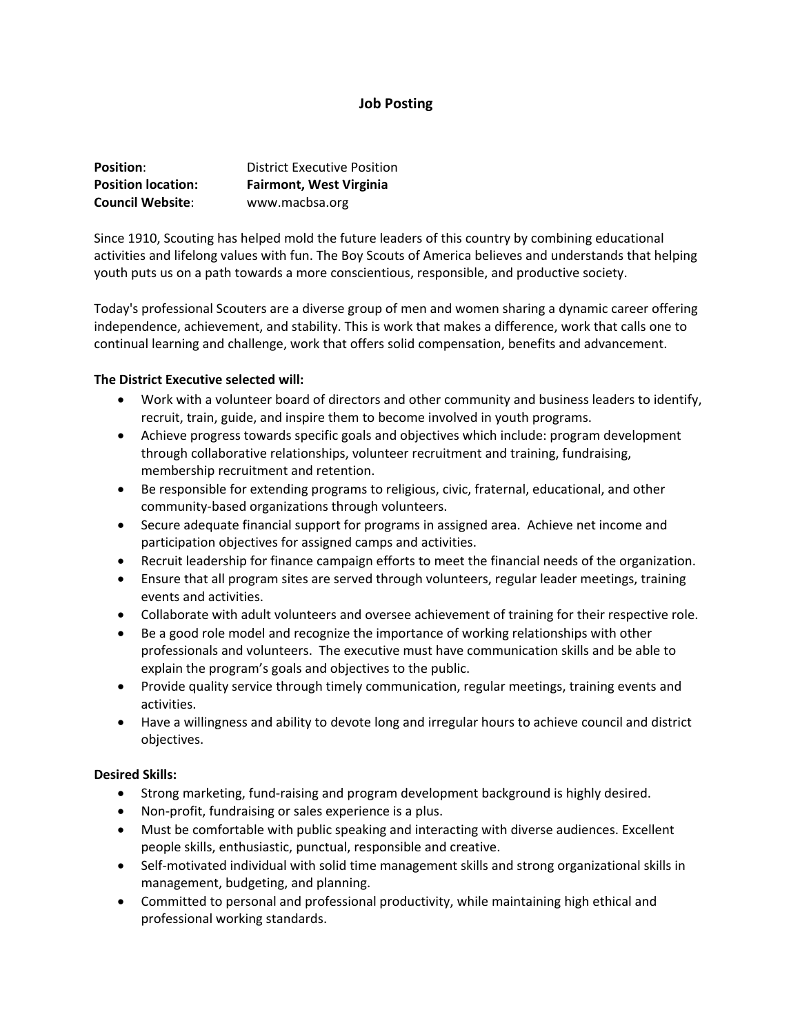# Job Posting

**Position**: District Executive Position
**Position location:** **Fairmont, West Virginia**
**Council Website**: www.macbsa.org

Since 1910, Scouting has helped mold the future leaders of this country by combining educational activities and lifelong values with fun. The Boy Scouts of America believes and understands that helping youth puts us on a path towards a more conscientious, responsible, and productive society.

Today's professional Scouters are a diverse group of men and women sharing a dynamic career offering independence, achievement, and stability. This is work that makes a difference, work that calls one to continual learning and challenge, work that offers solid compensation, benefits and advancement.

**The District Executive selected will:**

- Work with a volunteer board of directors and other community and business leaders to identify, recruit, train, guide, and inspire them to become involved in youth programs.
- Achieve progress towards specific goals and objectives which include: program development through collaborative relationships, volunteer recruitment and training, fundraising, membership recruitment and retention.
- Be responsible for extending programs to religious, civic, fraternal, educational, and other community-based organizations through volunteers.
- Secure adequate financial support for programs in assigned area. Achieve net income and participation objectives for assigned camps and activities.
- Recruit leadership for finance campaign efforts to meet the financial needs of the organization.
- Ensure that all program sites are served through volunteers, regular leader meetings, training events and activities.
- Collaborate with adult volunteers and oversee achievement of training for their respective role.
- Be a good role model and recognize the importance of working relationships with other professionals and volunteers. The executive must have communication skills and be able to explain the program's goals and objectives to the public.
- Provide quality service through timely communication, regular meetings, training events and activities.
- Have a willingness and ability to devote long and irregular hours to achieve council and district objectives.

**Desired Skills:**

- Strong marketing, fund-raising and program development background is highly desired.
- Non-profit, fundraising or sales experience is a plus.
- Must be comfortable with public speaking and interacting with diverse audiences. Excellent people skills, enthusiastic, punctual, responsible and creative.
- Self-motivated individual with solid time management skills and strong organizational skills in management, budgeting, and planning.
- Committed to personal and professional productivity, while maintaining high ethical and professional working standards.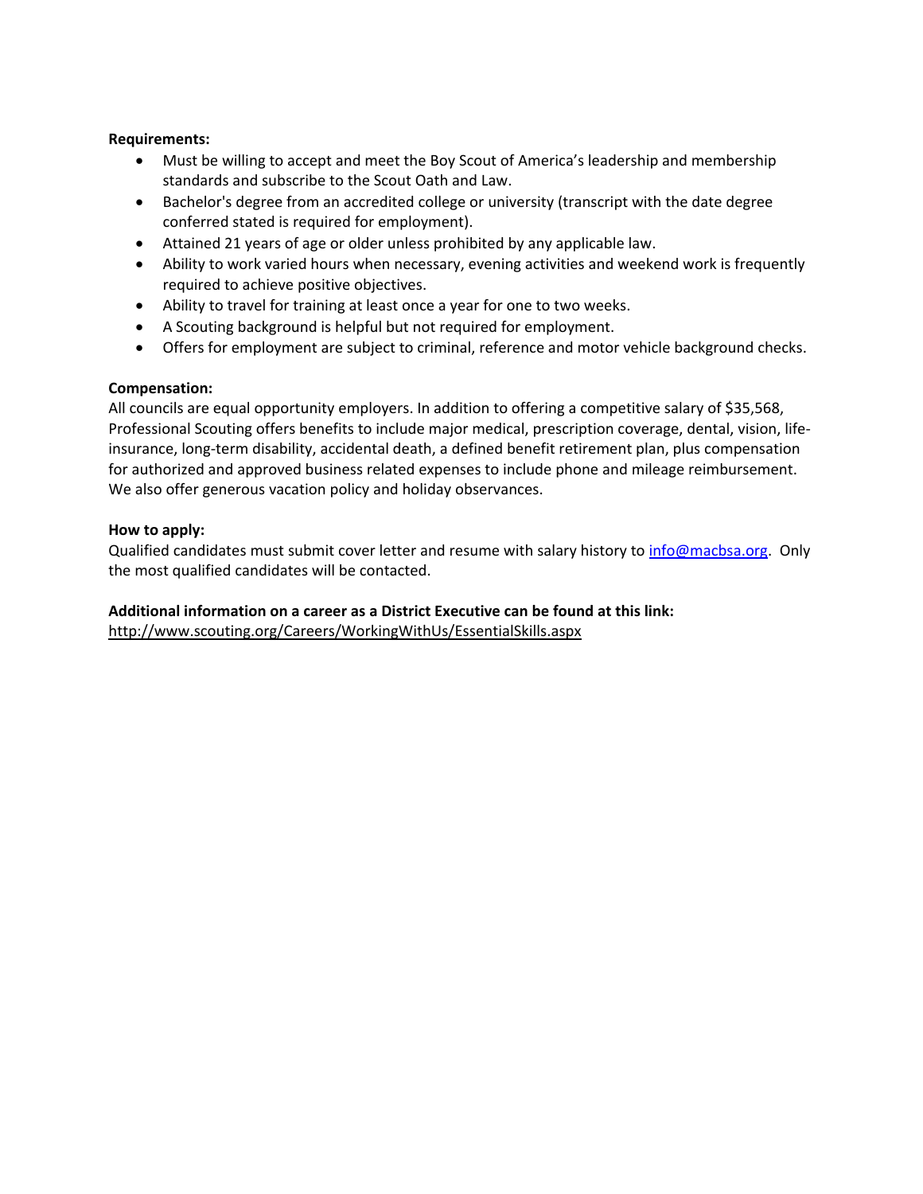**Requirements:**

- Must be willing to accept and meet the Boy Scout of America's leadership and membership standards and subscribe to the Scout Oath and Law.
- Bachelor's degree from an accredited college or university (transcript with the date degree conferred stated is required for employment).
- Attained 21 years of age or older unless prohibited by any applicable law.
- Ability to work varied hours when necessary, evening activities and weekend work is frequently required to achieve positive objectives.
- Ability to travel for training at least once a year for one to two weeks.
- A Scouting background is helpful but not required for employment.
- Offers for employment are subject to criminal, reference and motor vehicle background checks.

**Compensation:**

All councils are equal opportunity employers. In addition to offering a competitive salary of $35,568, Professional Scouting offers benefits to include major medical, prescription coverage, dental, vision, life-insurance, long-term disability, accidental death, a defined benefit retirement plan, plus compensation for authorized and approved business related expenses to include phone and mileage reimbursement. We also offer generous vacation policy and holiday observances.

**How to apply:**

Qualified candidates must submit cover letter and resume with salary history to info@macbsa.org. Only the most qualified candidates will be contacted.

**Additional information on a career as a District Executive can be found at this link:**

http://www.scouting.org/Careers/WorkingWithUs/EssentialSkills.aspx